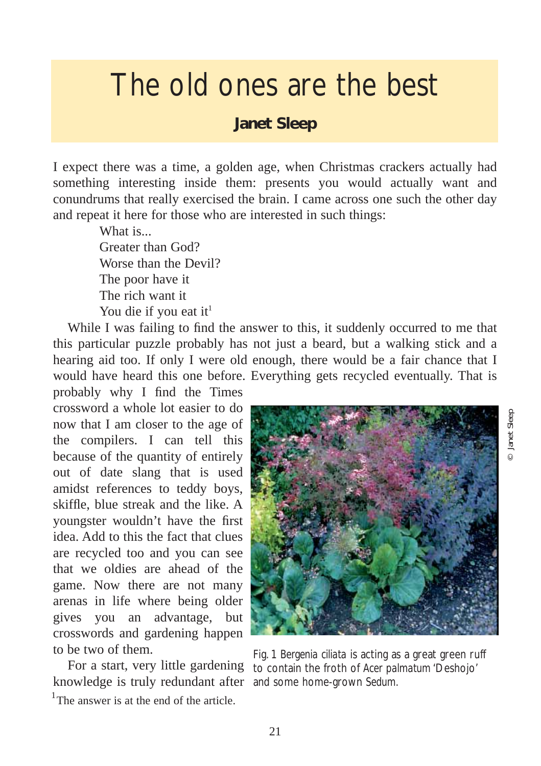# The old ones are the best

**Janet Sleep**

I expect there was a time, a golden age, when Christmas crackers actually had something interesting inside them: presents you would actually want and conundrums that really exercised the brain. I came across one such the other day and repeat it here for those who are interested in such things:

> What is...
> Greater than God?
> Worse than the Devil?
> The poor have it
> The rich want it
> You die if you eat it[1]

While I was failing to find the answer to this, it suddenly occurred to me that this particular puzzle probably has not just a beard, but a walking stick and a hearing aid too. If only I were old enough, there would be a fair chance that I would have heard this one before. Everything gets recycled eventually. That is probably why I find the Times crossword a whole lot easier to do now that I am closer to the age of the compilers. I can tell this because of the quantity of entirely out of date slang that is used amidst references to teddy boys, skiffle, blue streak and the like. A youngster wouldn't have the first idea. Add to this the fact that clues are recycled too and you can see that we oldies are ahead of the game. Now there are not many arenas in life where being older gives you an advantage, but crosswords and gardening happen to be two of them.

For a start, very little gardening knowledge is truly redundant after

Fig. 1 *Bergenia ciliata* is acting as a great green ruff to contain the froth of *Acer palmatum* 'Deshojo' and some home-grown *Sedum*.

© Janet Sleep

[1] The answer is at the end of the article.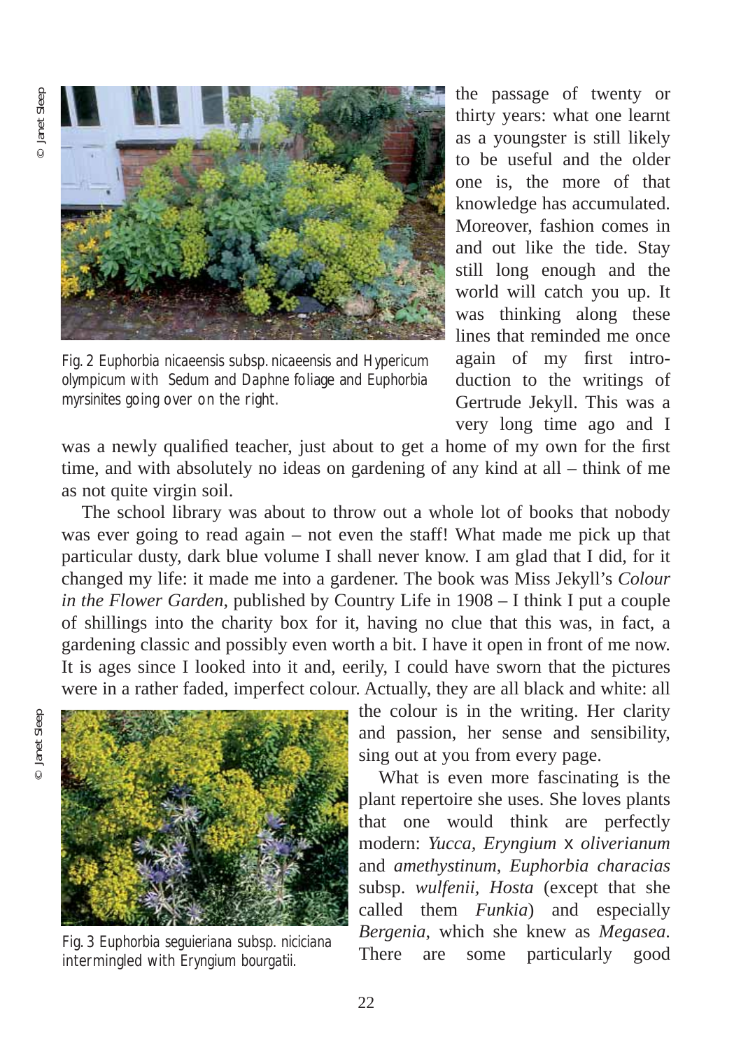the passage of twenty or thirty years: what one learnt as a youngster is still likely to be useful and the older one is, the more of that knowledge has accumulated. Moreover, fashion comes in and out like the tide. Stay still long enough and the world will catch you up. It was thinking along these lines that reminded me once again of my first introduction to the writings of Gertrude Jekyll. This was a very long time ago and I was a newly qualified teacher, just about to get a home of my own for the first time, and with absolutely no ideas on gardening of any kind at all – think of me as not quite virgin soil.

Fig. 2 Euphorbia nicaeensis subsp. nicaeensis and Hypericum olympicum with Sedum and Daphne foliage and Euphorbia myrsinites going over on the right.

The school library was about to throw out a whole lot of books that nobody was ever going to read again – not even the staff! What made me pick up that particular dusty, dark blue volume I shall never know. I am glad that I did, for it changed my life: it made me into a gardener. The book was Miss Jekyll's *Colour in the Flower Garden*, published by Country Life in 1908 – I think I put a couple of shillings into the charity box for it, having no clue that this was, in fact, a gardening classic and possibly even worth a bit. I have it open in front of me now. It is ages since I looked into it and, eerily, I could have sworn that the pictures were in a rather faded, imperfect colour. Actually, they are all black and white: all the colour is in the writing. Her clarity and passion, her sense and sensibility, sing out at you from every page.

What is even more fascinating is the plant repertoire she uses. She loves plants that one would think are perfectly modern: *Yucca, Eryngium* x *oliverianum* and *amethystinum*, *Euphorbia characias* subsp. *wulfenii*, *Hosta* (except that she called them *Funkia*) and especially *Bergenia*, which she knew as *Megasea*. There are some particularly good

Fig. 3 Euphorbia seguieriana subsp. niciciana intermingled with Eryngium bourgatii.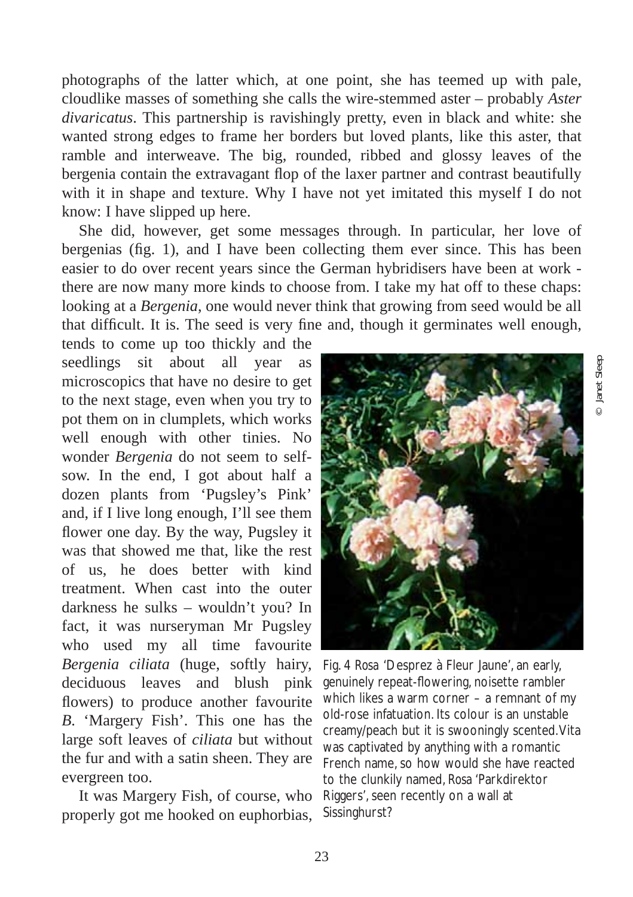photographs of the latter which, at one point, she has teemed up with pale, cloudlike masses of something she calls the wire-stemmed aster – probably *Aster divaricatus*. This partnership is ravishingly pretty, even in black and white: she wanted strong edges to frame her borders but loved plants, like this aster, that ramble and interweave. The big, rounded, ribbed and glossy leaves of the bergenia contain the extravagant flop of the laxer partner and contrast beautifully with it in shape and texture. Why I have not yet imitated this myself I do not know: I have slipped up here.

She did, however, get some messages through. In particular, her love of bergenias (fig. 1), and I have been collecting them ever since. This has been easier to do over recent years since the German hybridisers have been at work - there are now many more kinds to choose from. I take my hat off to these chaps: looking at a *Bergenia*, one would never think that growing from seed would be all that difficult. It is. The seed is very fine and, though it germinates well enough, tends to come up too thickly and the seedlings sit about all year as microscopics that have no desire to get to the next stage, even when you try to pot them on in clumplets, which works well enough with other tinies. No wonder *Bergenia* do not seem to self-sow. In the end, I got about half a dozen plants from 'Pugsley's Pink' and, if I live long enough, I'll see them flower one day. By the way, Pugsley it was that showed me that, like the rest of us, he does better with kind treatment. When cast into the outer darkness he sulks – wouldn't you? In fact, it was nurseryman Mr Pugsley who used my all time favourite *Bergenia ciliata* (huge, softly hairy, deciduous leaves and blush pink flowers) to produce another favourite *B.* 'Margery Fish'. This one has the large soft leaves of *ciliata* but without the fur and with a satin sheen. They are evergreen too.

© Janet Sleep

Fig. 4 Rosa 'Desprez à Fleur Jaune', an early, genuinely repeat-flowering, noisette rambler which likes a warm corner – a remnant of my old-rose infatuation. Its colour is an unstable creamy/peach but it is swooningly scented. Vita was captivated by anything with a romantic French name, so how would she have reacted to the clunkily named, Rosa 'Parkdirektor Riggers', seen recently on a wall at Sissinghurst?

It was Margery Fish, of course, who properly got me hooked on euphorbias,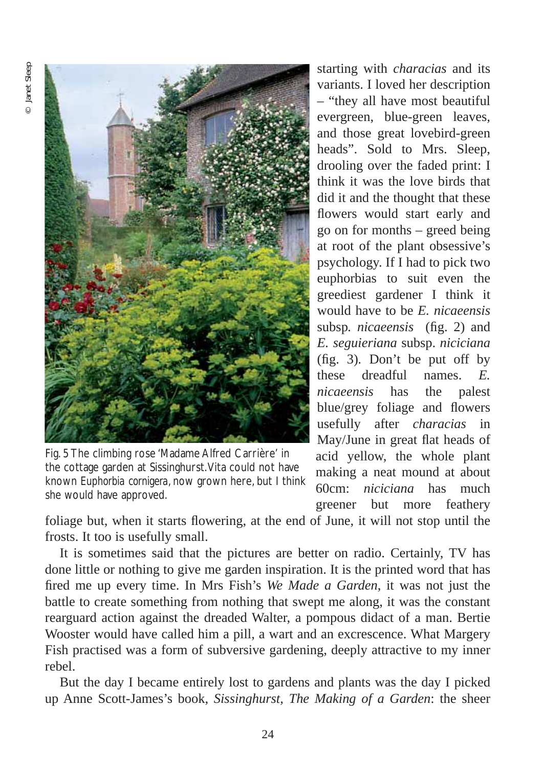starting with *characias* and its variants. I loved her description – "they all have most beautiful evergreen, blue-green leaves, and those great lovebird-green heads". Sold to Mrs. Sleep, drooling over the faded print: I think it was the love birds that did it and the thought that these flowers would start early and go on for months – greed being at root of the plant obsessive's psychology. If I had to pick two euphorbias to suit even the greediest gardener I think it would have to be *E. nicaeensis* subsp*. nicaeensis* (fig. 2) and *E. seguieriana* subsp. *niciciana* (fig. 3). Don't be put off by these dreadful names. *E. nicaeensis* has the palest blue/grey foliage and flowers usefully after *characias* in May/June in great flat heads of acid yellow, the whole plant making a neat mound at about 60cm: *niciciana* has much greener but more feathery foliage but, when it starts flowering, at the end of June, it will not stop until the frosts. It too is usefully small.

© Janet Sleep

Fig. 5 The climbing rose 'Madame Alfred Carrière' in the cottage garden at Sissinghurst. Vita could not have known *Euphorbia cornigera*, now grown here, but I think she would have approved.

It is sometimes said that the pictures are better on radio. Certainly, TV has done little or nothing to give me garden inspiration. It is the printed word that has fired me up every time. In Mrs Fish's *We Made a Garden*, it was not just the battle to create something from nothing that swept me along, it was the constant rearguard action against the dreaded Walter, a pompous didact of a man. Bertie Wooster would have called him a pill, a wart and an excrescence. What Margery Fish practised was a form of subversive gardening, deeply attractive to my inner rebel.

But the day I became entirely lost to gardens and plants was the day I picked up Anne Scott-James's book, *Sissinghurst, The Making of a Garden*: the sheer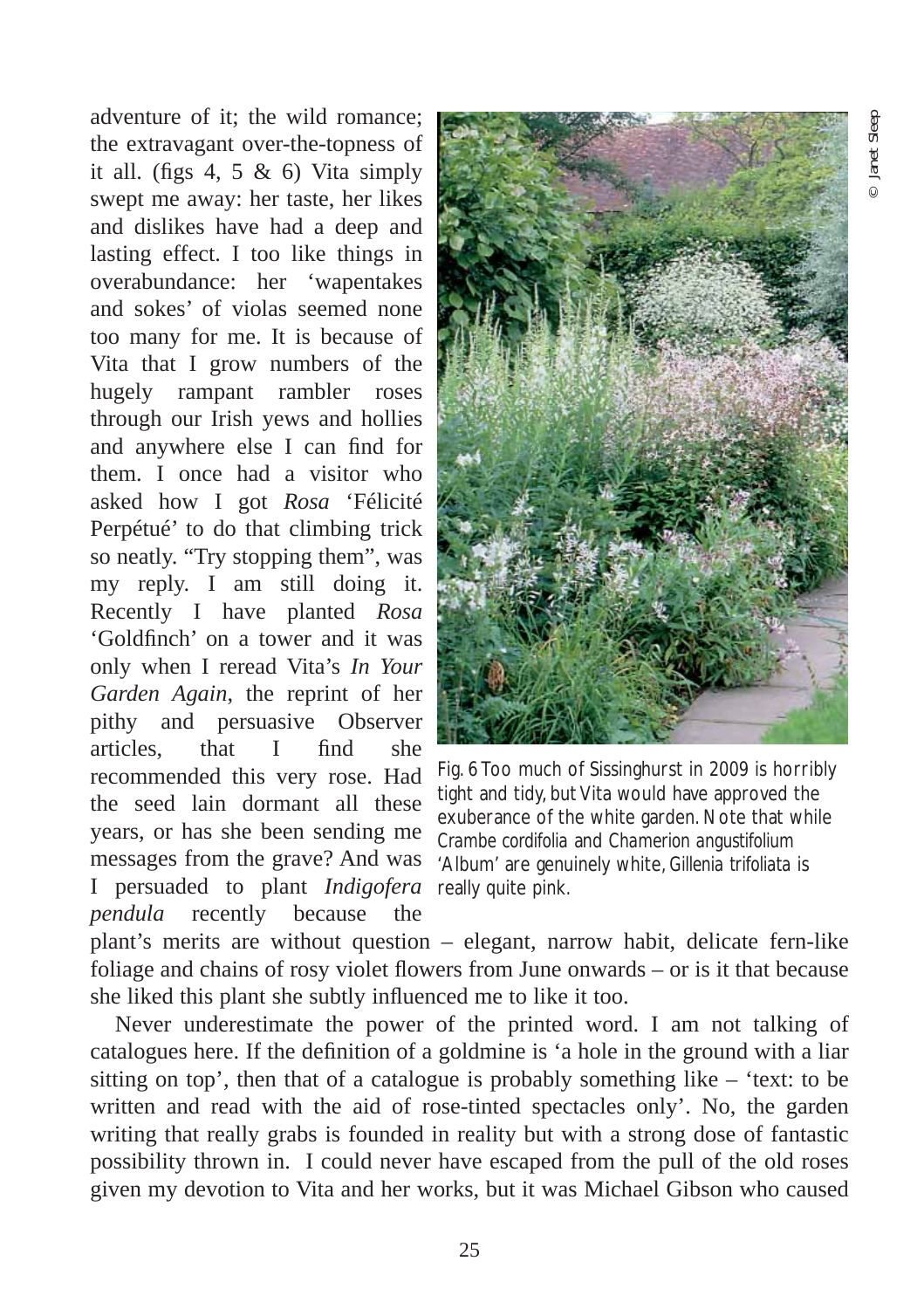adventure of it; the wild romance; the extravagant over-the-topness of it all. (figs 4, 5 & 6) Vita simply swept me away: her taste, her likes and dislikes have had a deep and lasting effect. I too like things in overabundance: her 'wapentakes and sokes' of violas seemed none too many for me. It is because of Vita that I grow numbers of the hugely rampant rambler roses through our Irish yews and hollies and anywhere else I can find for them. I once had a visitor who asked how I got *Rosa* 'Félicité Perpétué' to do that climbing trick so neatly. "Try stopping them", was my reply. I am still doing it. Recently I have planted *Rosa* 'Goldfinch' on a tower and it was only when I reread Vita's *In Your Garden Again*, the reprint of her pithy and persuasive Observer articles, that I find she recommended this very rose. Had the seed lain dormant all these years, or has she been sending me messages from the grave? And was I persuaded to plant *Indigofera pendula* recently because the plant's merits are without question – elegant, narrow habit, delicate fern-like foliage and chains of rosy violet flowers from June onwards – or is it that because she liked this plant she subtly influenced me to like it too.

© Janet Sleep

Fig. 6 Too much of Sissinghurst in 2009 is horribly tight and tidy, but Vita would have approved the exuberance of the white garden. Note that while *Crambe cordifolia* and *Chamerion angustifolium* 'Album' are genuinely white, *Gillenia trifoliata* is really quite pink.

Never underestimate the power of the printed word. I am not talking of catalogues here. If the definition of a goldmine is 'a hole in the ground with a liar sitting on top', then that of a catalogue is probably something like – 'text: to be written and read with the aid of rose-tinted spectacles only'. No, the garden writing that really grabs is founded in reality but with a strong dose of fantastic possibility thrown in. I could never have escaped from the pull of the old roses given my devotion to Vita and her works, but it was Michael Gibson who caused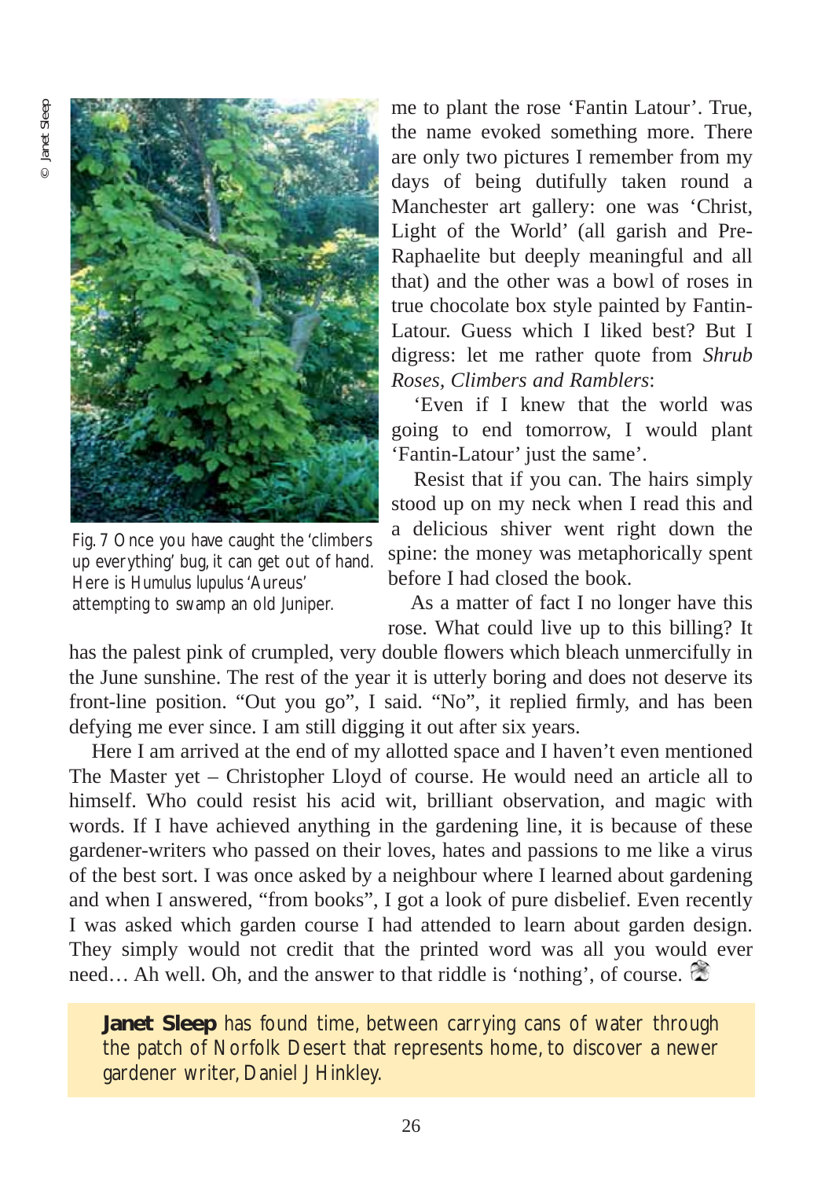Fig. 7 Once you have caught the 'climbers up everything' bug, it can get out of hand. Here is *Humulus lupulus* 'Aureus' attempting to swamp an old Juniper.

me to plant the rose 'Fantin Latour'. True, the name evoked something more. There are only two pictures I remember from my days of being dutifully taken round a Manchester art gallery: one was 'Christ, Light of the World' (all garish and Pre-Raphaelite but deeply meaningful and all that) and the other was a bowl of roses in true chocolate box style painted by Fantin-Latour. Guess which I liked best? But I digress: let me rather quote from *Shrub Roses, Climbers and Ramblers*:

'Even if I knew that the world was going to end tomorrow, I would plant 'Fantin-Latour' just the same'.

Resist that if you can. The hairs simply stood up on my neck when I read this and a delicious shiver went right down the spine: the money was metaphorically spent before I had closed the book.

As a matter of fact I no longer have this rose. What could live up to this billing? It has the palest pink of crumpled, very double flowers which bleach unmercifully in the June sunshine. The rest of the year it is utterly boring and does not deserve its front-line position. "Out you go", I said. "No", it replied firmly, and has been defying me ever since. I am still digging it out after six years.

Here I am arrived at the end of my allotted space and I haven't even mentioned The Master yet – Christopher Lloyd of course. He would need an article all to himself. Who could resist his acid wit, brilliant observation, and magic with words. If I have achieved anything in the gardening line, it is because of these gardener-writers who passed on their loves, hates and passions to me like a virus of the best sort. I was once asked by a neighbour where I learned about gardening and when I answered, "from books", I got a look of pure disbelief. Even recently I was asked which garden course I had attended to learn about garden design. They simply would not credit that the printed word was all you would ever need… Ah well. Oh, and the answer to that riddle is 'nothing', of course.

**Janet Sleep** has found time, between carrying cans of water through the patch of Norfolk Desert that represents home, to discover a newer gardener writer, Daniel J Hinkley.